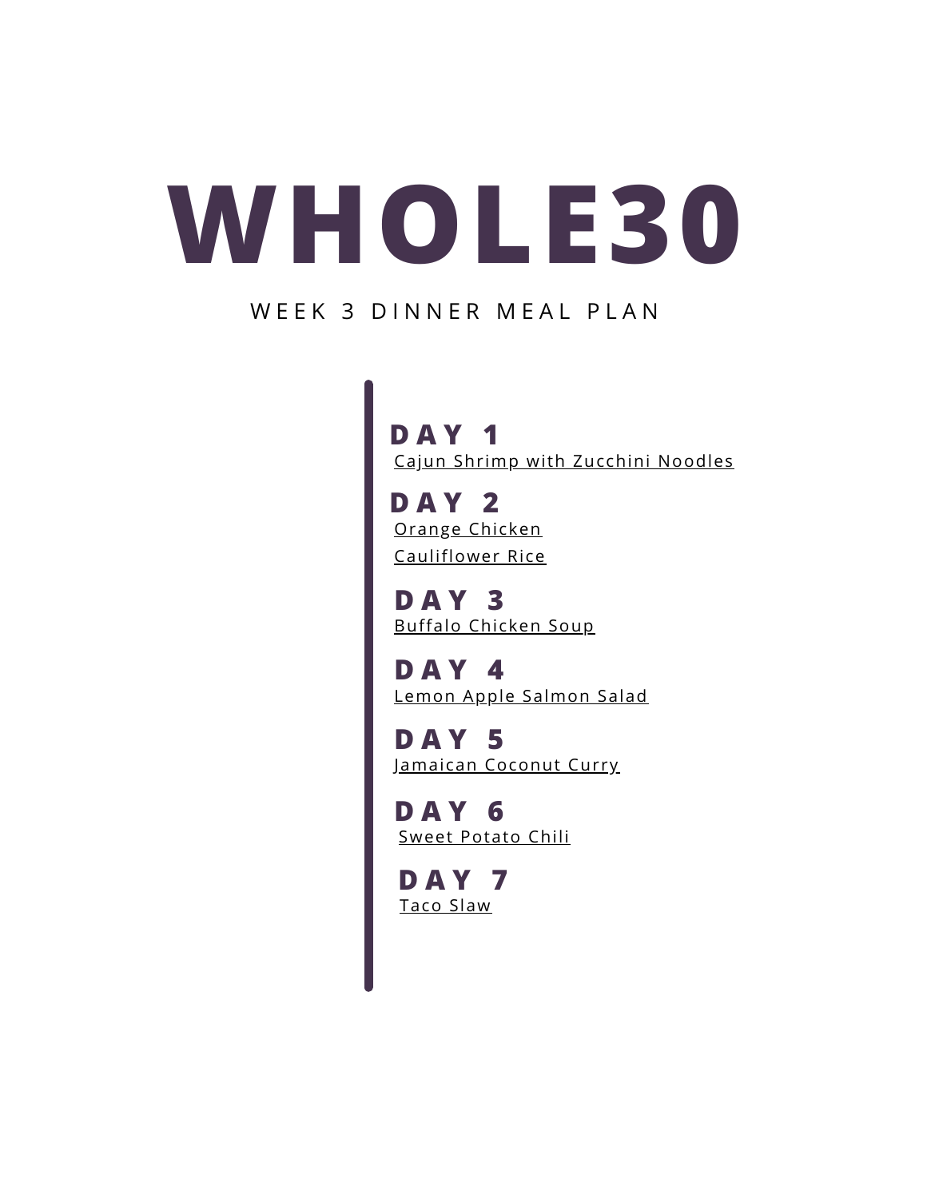# WHOLE30

WEEK 3 DINNER MEAL PLAN

## DAY 1

Cajun Shrimp with Zucchini Noodles

## DAY 2

Orange Chicken

Cauliflower Rice

## DAY 3

Buffalo Chicken Soup

## DAY 4

Lemon Apple Salmon Salad

## DAY 5

Jamaican Coconut Curry

## DAY 6

Sweet Potato Chili

## DAY 7

Taco Slaw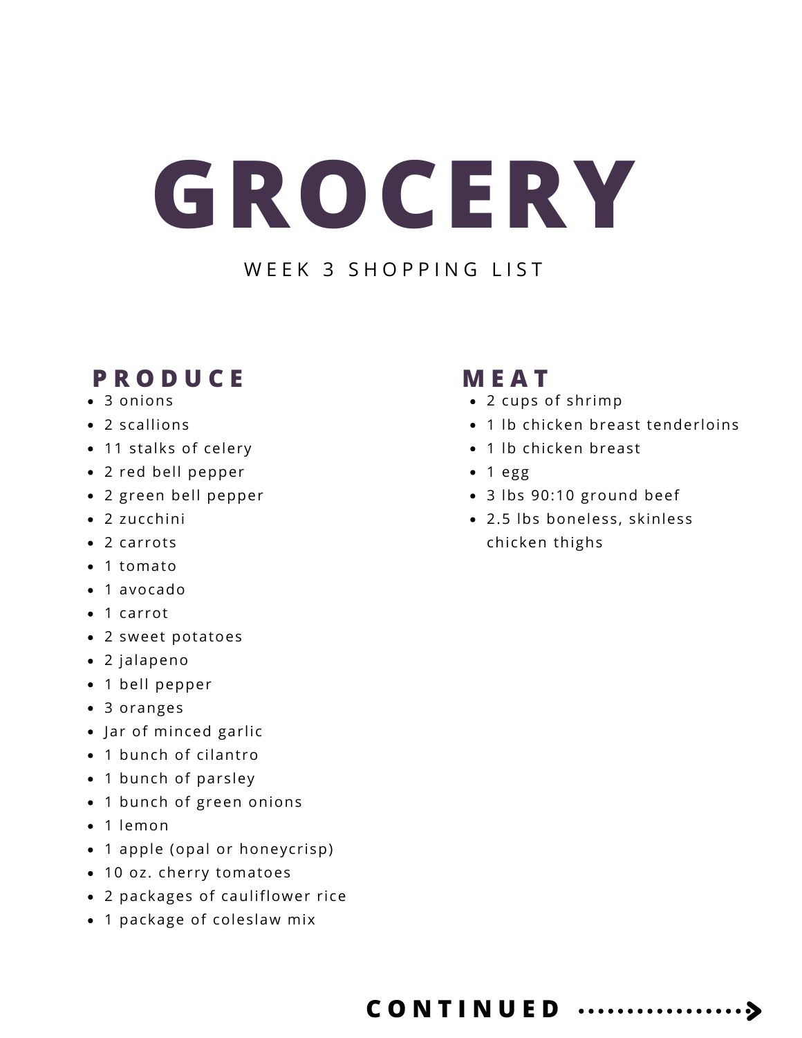# GROCERY

WEEK 3 SHOPPING LIST

## PRODUCE

- 3 onions
- 2 scallions
- 11 stalks of celery
- 2 red bell pepper
- 2 green bell pepper
- 2 zucchini
- 2 carrots
- 1 tomato
- 1 avocado
- 1 carrot
- 2 sweet potatoes
- 2 jalapeno
- 1 bell pepper
- 3 oranges
- Jar of minced garlic
- 1 bunch of cilantro
- 1 bunch of parsley
- 1 bunch of green onions
- 1 lemon
- 1 apple (opal or honeycrisp)
- 10 oz. cherry tomatoes
- 2 packages of cauliflower rice
- 1 package of coleslaw mix

## MEAT

- 2 cups of shrimp
- 1 lb chicken breast tenderloins
- 1 lb chicken breast
- 1 egg
- 3 lbs 90:10 ground beef
- 2.5 lbs boneless, skinless chicken thighs

**CONTINUED**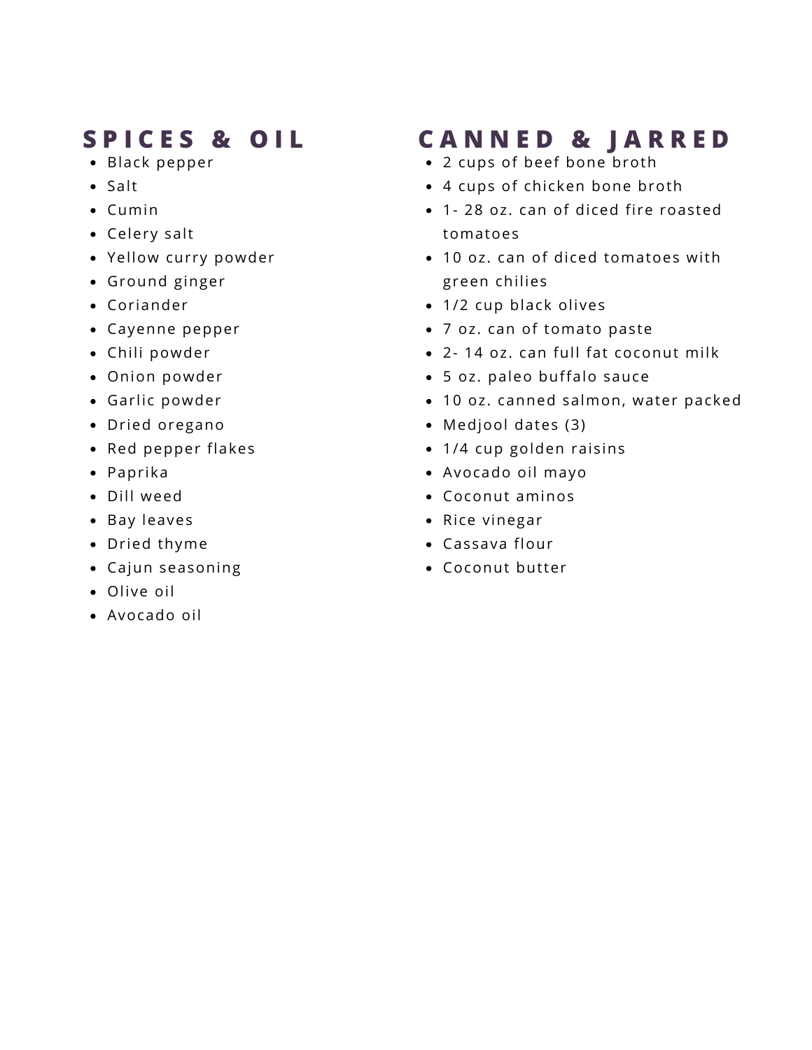## SPICES & OIL

- Black pepper
- Salt
- Cumin
- Celery salt
- Yellow curry powder
- Ground ginger
- Coriander
- Cayenne pepper
- Chili powder
- Onion powder
- Garlic powder
- Dried oregano
- Red pepper flakes
- Paprika
- Dill weed
- Bay leaves
- Dried thyme
- Cajun seasoning
- Olive oil
- Avocado oil

## CANNED & JARRED

- 2 cups of beef bone broth
- 4 cups of chicken bone broth
- 1- 28 oz. can of diced fire roasted tomatoes
- 10 oz. can of diced tomatoes with green chilies
- 1/2 cup black olives
- 7 oz. can of tomato paste
- 2- 14 oz. can full fat coconut milk
- 5 oz. paleo buffalo sauce
- 10 oz. canned salmon, water packed
- Medjool dates (3)
- 1/4 cup golden raisins
- Avocado oil mayo
- Coconut aminos
- Rice vinegar
- Cassava flour
- Coconut butter